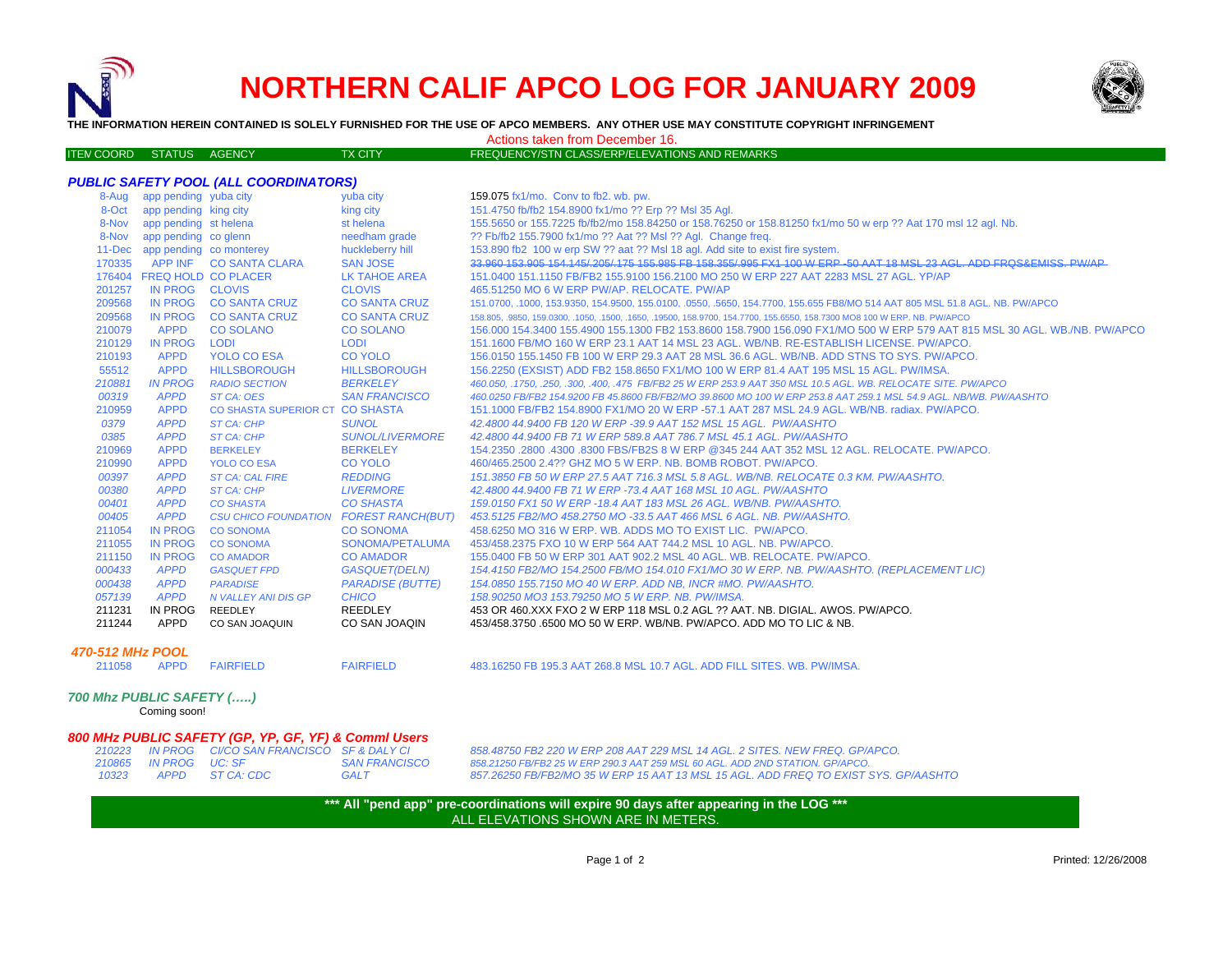# NORTHERN CALIF APCO LOG FOR JANUARY 2009

**THE INFORMATION HEREIN CONTAINED IS SOLELY FURNISHED FOR THE USE OF APCO MEMBERS. ANY OTHER USE MAY CONSTITUTE COPYRIGHT INFRINGEMENT**

Actions taken from December 16.

| ITEM COORD | STATUS | AGENCY | TX CITY | FREQUENCY/STN CLASS/ERP/ELEVATIONS AND REMARKS |
|---|---|---|---|---|

### *PUBLIC SAFETY POOL (ALL COORDINATORS)*

| ITEM COORD | STATUS | AGENCY | TX CITY | FREQUENCY/STN CLASS/ERP/ELEVATIONS AND REMARKS |
|---|---|---|---|---|
| 8-Aug | app pending | yuba city | yuba city | 159.075 fx1/mo. Conv to fb2. wb. pw. |
| 8-Oct | app pending | king city | king city | 151.4750 fb/fb2 154.8900 fx1/mo ?? Erp ?? Msl 35 Agl. |
| 8-Nov | app pending | st helena | st helena | 155.5650 or 155.7225 fb/fb2/mo 158.84250 or 158.76250 or 158.81250 fx1/mo 50 w erp ?? Aat 170 msl 12 agl. Nb. |
| 8-Nov | app pending | co glenn | needham grade | ?? Fb/fb2 155.7900 fx1/mo ?? Aat ?? Msl ?? Agl. Change freq. |
| 11-Dec | app pending | co monterey | huckleberry hill | 153.890 fb2 100 w erp SW ?? aat ?? Msl 18 agl. Add site to exist fire system. |
| 170335 | APP INF | CO SANTA CLARA | SAN JOSE | ~~33.960 153.905 154.145/.205/.175 155.985 FB 158.355/.995 FX1 100 W ERP -50 AAT 18 MSL 23 AGL. ADD FRQS&EMISS. PW/AP~~ |
| 176404 | FREQ HOLD | CO PLACER | LK TAHOE AREA | 151.0400 151.1150 FB/FB2 155.9100 156.2100 MO 250 W ERP 227 AAT 2283 MSL 27 AGL. YP/AP |
| 201257 | IN PROG | CLOVIS | CLOVIS | 465.51250 MO 6 W ERP PW/AP. RELOCATE. PW/AP |
| 209568 | IN PROG | CO SANTA CRUZ | CO SANTA CRUZ | 151.0700, .1000, 153.9350, 154.9500, 155.0100, .0550, .5650, 154.7700, 155.655 FB8/MO 514 AAT 805 MSL 51.8 AGL. NB. PW/APCO |
| 209568 | IN PROG | CO SANTA CRUZ | CO SANTA CRUZ | 158.805, .9850, 159.0300, .1050, .1500, .1650, .19500, 158.9700, 154.7700, 155.6550, 158.7300 MO8 100 W ERP. NB. PW/APCO |
| 210079 | APPD | CO SOLANO | CO SOLANO | 156.000 154.3400 155.4900 155.1300 FB2 153.8600 158.7900 156.090 FX1/MO 500 W ERP 579 AAT 815 MSL 30 AGL. WB./NB. PW/APCO |
| 210129 | IN PROG | LODI | LODI | 151.1600 FB/MO 160 W ERP 23.1 AAT 14 MSL 23 AGL. WB/NB. RE-ESTABLISH LICENSE. PW/APCO. |
| 210193 | APPD | YOLO CO ESA | CO YOLO | 156.0150 155.1450 FB 100 W ERP 29.3 AAT 28 MSL 36.6 AGL. WB/NB. ADD STNS TO SYS. PW/APCO. |
| 55512 | APPD | HILLSBOROUGH | HILLSBOROUGH | 156.2250 (EXSIST) ADD FB2 158.8650 FX1/MO 100 W ERP 81.4 AAT 195 MSL 15 AGL. PW/IMSA. |
| *210881* | *IN PROG* | *RADIO SECTION* | *BERKELEY* | *460.050, .1750, .250, .300, .400, .475 FB/FB2 25 W ERP 253.9 AAT 350 MSL 10.5 AGL. WB. RELOCATE SITE. PW/APCO* |
| *00319* | *APPD* | *ST CA: OES* | *SAN FRANCISCO* | *460.0250 FB/FB2 154.9200 FB 45.8600 FB/FB2/MO 39.8600 MO 100 W ERP 253.8 AAT 259.1 MSL 54.9 AGL. NB/WB. PW/AASHTO* |
| 210959 | APPD | CO SHASTA SUPERIOR CT | CO SHASTA | 151.1000 FB/FB2 154.8900 FX1/MO 20 W ERP -57.1 AAT 287 MSL 24.9 AGL. WB/NB. radiax. PW/APCO. |
| *0379* | *APPD* | *ST CA: CHP* | *SUNOL* | *42.4800 44.9400 FB 120 W ERP -39.9 AAT 152 MSL 15 AGL. PW/AASHTO* |
| *0385* | *APPD* | *ST CA: CHP* | *SUNOL/LIVERMORE* | *42.4800 44.9400 FB 71 W ERP 589.8 AAT 786.7 MSL 45.1 AGL. PW/AASHTO* |
| 210969 | APPD | BERKELEY | BERKELEY | 154.2350 .2800 .4300 .8300 FBS/FB2S 8 W ERP @345 244 AAT 352 MSL 12 AGL. RELOCATE. PW/APCO. |
| 210990 | APPD | YOLO CO ESA | CO YOLO | 460/465.2500 2.4?? GHZ MO 5 W ERP. NB. BOMB ROBOT. PW/APCO. |
| *00397* | *APPD* | *ST CA: CAL FIRE* | *REDDING* | *151.3850 FB 50 W ERP 27.5 AAT 716.3 MSL 5.8 AGL. WB/NB. RELOCATE 0.3 KM. PW/AASHTO.* |
| *00380* | *APPD* | *ST CA: CHP* | *LIVERMORE* | *42.4800 44.9400 FB 71 W ERP -73.4 AAT 168 MSL 10 AGL. PW/AASHTO* |
| *00401* | *APPD* | *CO SHASTA* | *CO SHASTA* | *159.0150 FX1 50 W ERP -18.4 AAT 183 MSL 26 AGL. WB/NB. PW/AASHTO.* |
| *00405* | *APPD* | *CSU CHICO FOUNDATION* | *FOREST RANCH(BUT)* | *453.5125 FB2/MO 458.2750 MO -33.5 AAT 466 MSL 6 AGL. NB. PW/AASHTO.* |
| 211054 | IN PROG | CO SONOMA | CO SONOMA | 458.6250 MO 316 W ERP. WB. ADDS MO TO EXIST LIC. PW/APCO. |
| 211055 | IN PROG | CO SONOMA | SONOMA/PETALUMA | 453/458.2375 FXO 10 W ERP 564 AAT 744.2 MSL 10 AGL. NB. PW/APCO. |
| 211150 | IN PROG | CO AMADOR | CO AMADOR | 155.0400 FB 50 W ERP 301 AAT 902.2 MSL 40 AGL. WB. RELOCATE. PW/APCO. |
| *000433* | *APPD* | *GASQUET FPD* | *GASQUET(DELN)* | *154.4150 FB2/MO 154.2500 FB/MO 154.010 FX1/MO 30 W ERP. NB. PW/AASHTO. (REPLACEMENT LIC)* |
| *000438* | *APPD* | *PARADISE* | *PARADISE (BUTTE)* | *154.0850 155.7150 MO 40 W ERP. ADD NB, INCR #MO. PW/AASHTO.* |
| *057139* | *APPD* | *N VALLEY ANI DIS GP* | *CHICO* | *158.90250 MO3 153.79250 MO 5 W ERP. NB. PW/IMSA.* |
| 211231 | IN PROG | REEDLEY | REEDLEY | 453 OR 460.XXX FXO 2 W ERP 118 MSL 0.2 AGL ?? AAT. NB. DIGIAL. AWOS. PW/APCO. |
| 211244 | APPD | CO SAN JOAQUIN | CO SAN JOAQIN | 453/458.3750 .6500 MO 50 W ERP. WB/NB. PW/APCO. ADD MO TO LIC & NB. |

### *470-512 MHz POOL*

| ITEM COORD | STATUS | AGENCY | TX CITY | FREQUENCY/STN CLASS/ERP/ELEVATIONS AND REMARKS |
|---|---|---|---|---|
| 211058 | APPD | FAIRFIELD | FAIRFIELD | 483.16250 FB 195.3 AAT 268.8 MSL 10.7 AGL. ADD FILL SITES. WB. PW/IMSA. |

### *700 Mhz PUBLIC SAFETY (…..)*

Coming soon!

### *800 MHz PUBLIC SAFETY (GP, YP, GF, YF) & Comml Users*

| ITEM COORD | STATUS | AGENCY | TX CITY | FREQUENCY/STN CLASS/ERP/ELEVATIONS AND REMARKS |
|---|---|---|---|---|
| *210223* | *IN PROG* | *CI/CO SAN FRANCISCO* | *SF & DALY CI* | *858.48750 FB2 220 W ERP 208 AAT 229 MSL 14 AGL. 2 SITES. NEW FREQ. GP/APCO.* |
| *210865* | *IN PROG* | *UC: SF* | *SAN FRANCISCO* | *858.21250 FB/FB2 25 W ERP 290.3 AAT 259 MSL 60 AGL. ADD 2ND STATION. GP/APCO.* |
| *10323* | *APPD* | *ST CA: CDC* | *GALT* | *857.26250 FB/FB2/MO 35 W ERP 15 AAT 13 MSL 15 AGL. ADD FREQ TO EXIST SYS. GP/AASHTO* |

**\*\*\* All "pend app" pre-coordinations will expire 90 days after appearing in the LOG \*\*\***

ALL ELEVATIONS SHOWN ARE IN METERS.

Printed: 12/26/2008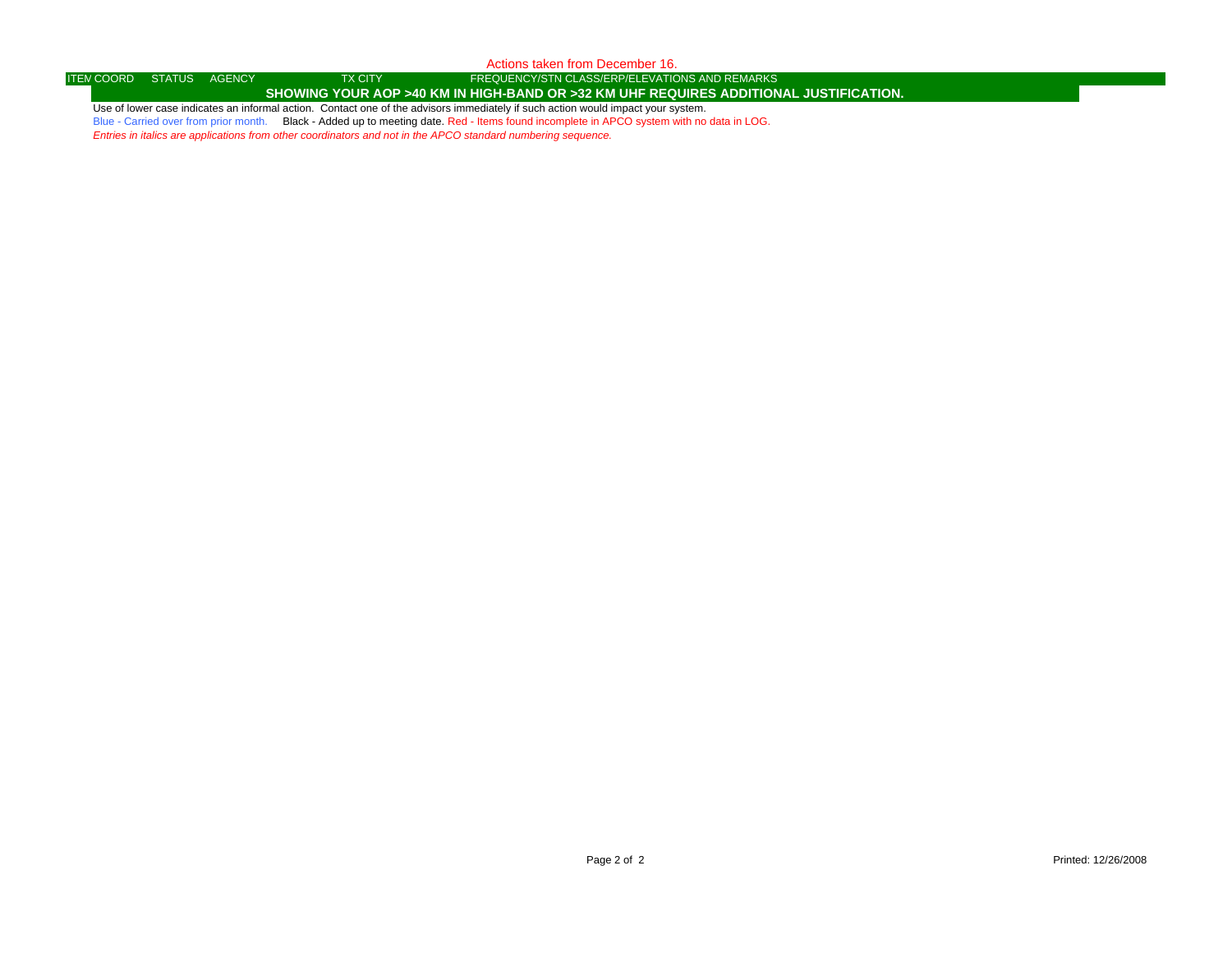Actions taken from December 16.

| ITEM | COORD | STATUS | AGENCY | TX CITY | FREQUENCY/STN CLASS/ERP/ELEVATIONS AND REMARKS |
|---|---|---|---|---|---|

**SHOWING YOUR AOP >40 KM IN HIGH-BAND OR >32 KM UHF REQUIRES ADDITIONAL JUSTIFICATION.**

Use of lower case indicates an informal action. Contact one of the advisors immediately if such action would impact your system.

Blue - Carried over from prior month. Black - Added up to meeting date. Red - Items found incomplete in APCO system with no data in LOG.

*Entries in italics are applications from other coordinators and not in the APCO standard numbering sequence.*

Printed: 12/26/2008